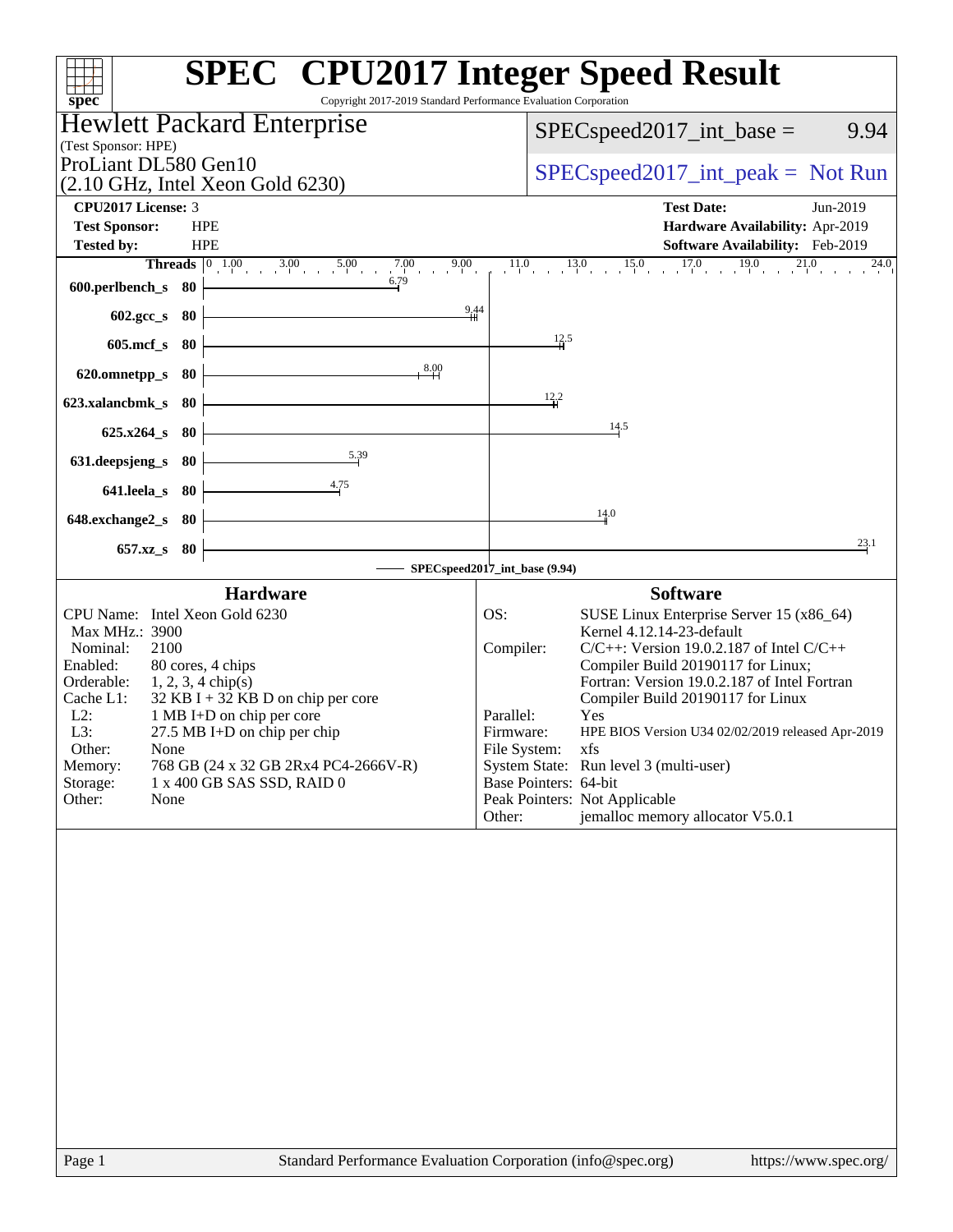# SPEC CPU2017 Integer Speed Result

Copyright 2017-2019 Standard Performance Evaluation Corporation

**Hewlett Packard Enterprise**
(Test Sponsor: HPE)

ProLiant DL580 Gen10
(2.10 GHz, Intel Xeon Gold 6230)

SPECspeed2017_int_base = 9.94

SPECspeed2017_int_peak = Not Run

| | | | |
|---|---|---|---|
| **CPU2017 License:** | 3 | **Test Date:** | Jun-2019 |
| **Test Sponsor:** | HPE | **Hardware Availability:** | Apr-2019 |
| **Tested by:** | HPE | **Software Availability:** | Feb-2019 |

| Benchmark | Threads | Base Ratio |
|---|---|---|
| 600.perlbench_s | 80 | 6.79 |
| 602.gcc_s | 80 | 9.44 |
| 605.mcf_s | 80 | 12.5 |
| 620.omnetpp_s | 80 | 8.00 |
| 623.xalancbmk_s | 80 | 12.2 |
| 625.x264_s | 80 | 14.5 |
| 631.deepsjeng_s | 80 | 5.39 |
| 641.leela_s | 80 | 4.75 |
| 648.exchange2_s | 80 | 14.0 |
| 657.xz_s | 80 | 23.1 |

SPECspeed2017_int_base (9.94)

## Hardware

| | |
|---|---|
| CPU Name: | Intel Xeon Gold 6230 |
| Max MHz.: | 3900 |
| Nominal: | 2100 |
| Enabled: | 80 cores, 4 chips |
| Orderable: | 1, 2, 3, 4 chip(s) |
| Cache L1: | 32 KB I + 32 KB D on chip per core |
| L2: | 1 MB I+D on chip per core |
| L3: | 27.5 MB I+D on chip per chip |
| Other: | None |
| Memory: | 768 GB (24 x 32 GB 2Rx4 PC4-2666V-R) |
| Storage: | 1 x 400 GB SAS SSD, RAID 0 |
| Other: | None |

## Software

| | |
|---|---|
| OS: | SUSE Linux Enterprise Server 15 (x86_64) Kernel 4.12.14-23-default |
| Compiler: | C/C++: Version 19.0.2.187 of Intel C/C++ Compiler Build 20190117 for Linux; Fortran: Version 19.0.2.187 of Intel Fortran Compiler Build 20190117 for Linux |
| Parallel: | Yes |
| Firmware: | HPE BIOS Version U34 02/02/2019 released Apr-2019 |
| File System: | xfs |
| System State: | Run level 3 (multi-user) |
| Base Pointers: | 64-bit |
| Peak Pointers: | Not Applicable |
| Other: | jemalloc memory allocator V5.0.1 |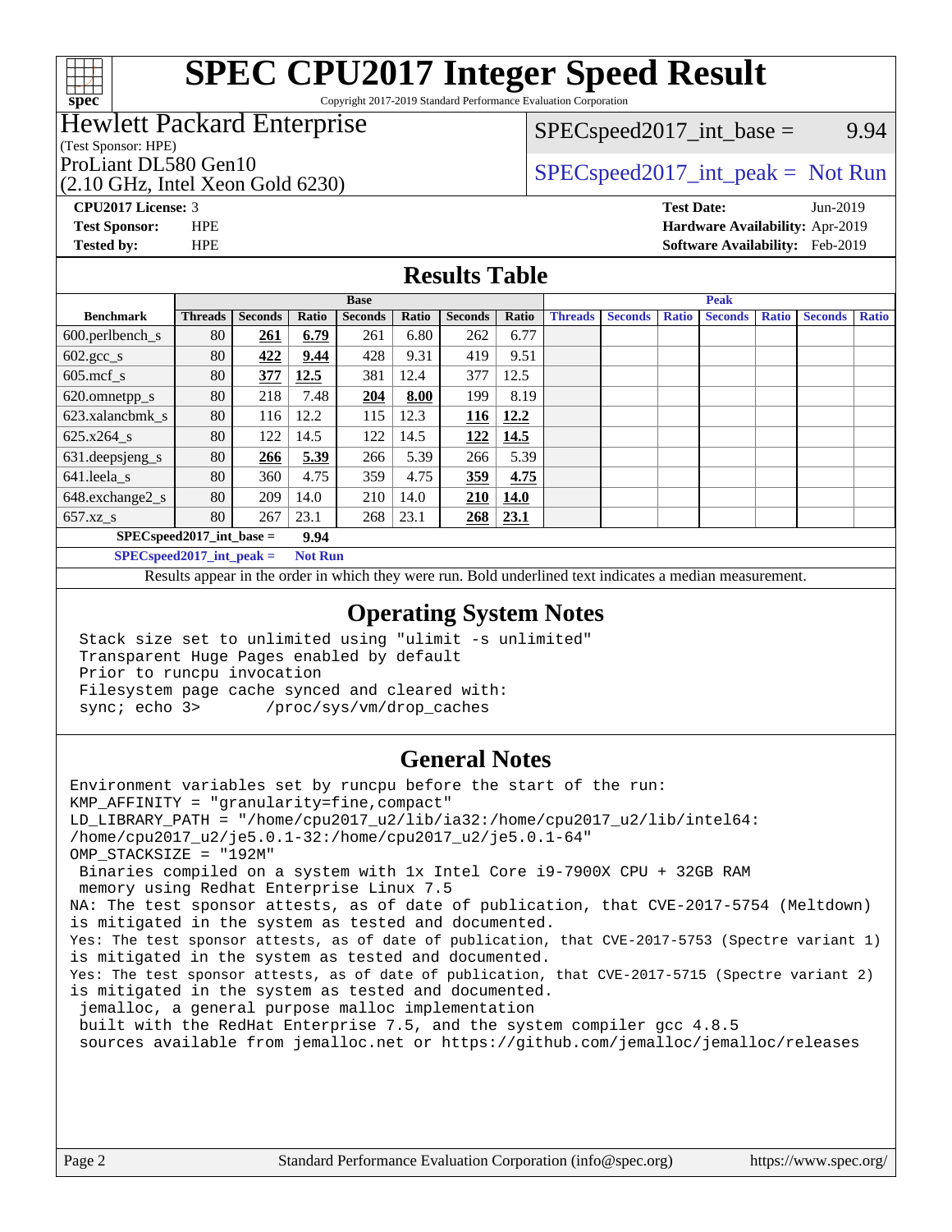# SPEC CPU2017 Integer Speed Result

Copyright 2017-2019 Standard Performance Evaluation Corporation

**Hewlett Packard Enterprise**
(Test Sponsor: HPE)
ProLiant DL580 Gen10
(2.10 GHz, Intel Xeon Gold 6230)

SPECspeed2017_int_base = 9.94

SPECspeed2017_int_peak = Not Run

**CPU2017 License:** 3
**Test Sponsor:** HPE
**Tested by:** HPE

**Test Date:** Jun-2019
**Hardware Availability:** Apr-2019
**Software Availability:** Feb-2019

## Results Table

| Benchmark | Base | | | | | | | Peak | | | | | | |
|---|---|---|---|---|---|---|---|---|---|---|---|---|---|---|
| | Threads | Seconds | Ratio | Seconds | Ratio | Seconds | Ratio | Threads | Seconds | Ratio | Seconds | Ratio | Seconds | Ratio |
| 600.perlbench_s | 80 | **261** | **6.79** | 261 | 6.80 | 262 | 6.77 | | | | | | | |
| 602.gcc_s | 80 | **422** | **9.44** | 428 | 9.31 | 419 | 9.51 | | | | | | | |
| 605.mcf_s | 80 | **377** | **12.5** | 381 | 12.4 | 377 | 12.5 | | | | | | | |
| 620.omnetpp_s | 80 | 218 | 7.48 | **204** | **8.00** | 199 | 8.19 | | | | | | | |
| 623.xalancbmk_s | 80 | 116 | 12.2 | 115 | 12.3 | **116** | **12.2** | | | | | | | |
| 625.x264_s | 80 | 122 | 14.5 | 122 | 14.5 | **122** | **14.5** | | | | | | | |
| 631.deepsjeng_s | 80 | **266** | **5.39** | 266 | 5.39 | 266 | 5.39 | | | | | | | |
| 641.leela_s | 80 | 360 | 4.75 | 359 | 4.75 | **359** | **4.75** | | | | | | | |
| 648.exchange2_s | 80 | 209 | 14.0 | 210 | 14.0 | **210** | **14.0** | | | | | | | |
| 657.xz_s | 80 | 267 | 23.1 | 268 | 23.1 | **268** | **23.1** | | | | | | | |

**SPECspeed2017_int_base = 9.94**

**SPECspeed2017_int_peak = Not Run**

Results appear in the order in which they were run. Bold underlined text indicates a median measurement.

## Operating System Notes

```
Stack size set to unlimited using "ulimit -s unlimited"
Transparent Huge Pages enabled by default
Prior to runcpu invocation
Filesystem page cache synced and cleared with:
sync; echo 3>       /proc/sys/vm/drop_caches
```

## General Notes

```
Environment variables set by runcpu before the start of the run:
KMP_AFFINITY = "granularity=fine,compact"
LD_LIBRARY_PATH = "/home/cpu2017_u2/lib/ia32:/home/cpu2017_u2/lib/intel64:
/home/cpu2017_u2/je5.0.1-32:/home/cpu2017_u2/je5.0.1-64"
OMP_STACKSIZE = "192M"
 Binaries compiled on a system with 1x Intel Core i9-7900X CPU + 32GB RAM
 memory using Redhat Enterprise Linux 7.5
NA: The test sponsor attests, as of date of publication, that CVE-2017-5754 (Meltdown)
is mitigated in the system as tested and documented.
Yes: The test sponsor attests, as of date of publication, that CVE-2017-5753 (Spectre variant 1)
is mitigated in the system as tested and documented.
Yes: The test sponsor attests, as of date of publication, that CVE-2017-5715 (Spectre variant 2)
is mitigated in the system as tested and documented.
 jemalloc, a general purpose malloc implementation
 built with the RedHat Enterprise 7.5, and the system compiler gcc 4.8.5
 sources available from jemalloc.net or https://github.com/jemalloc/jemalloc/releases
```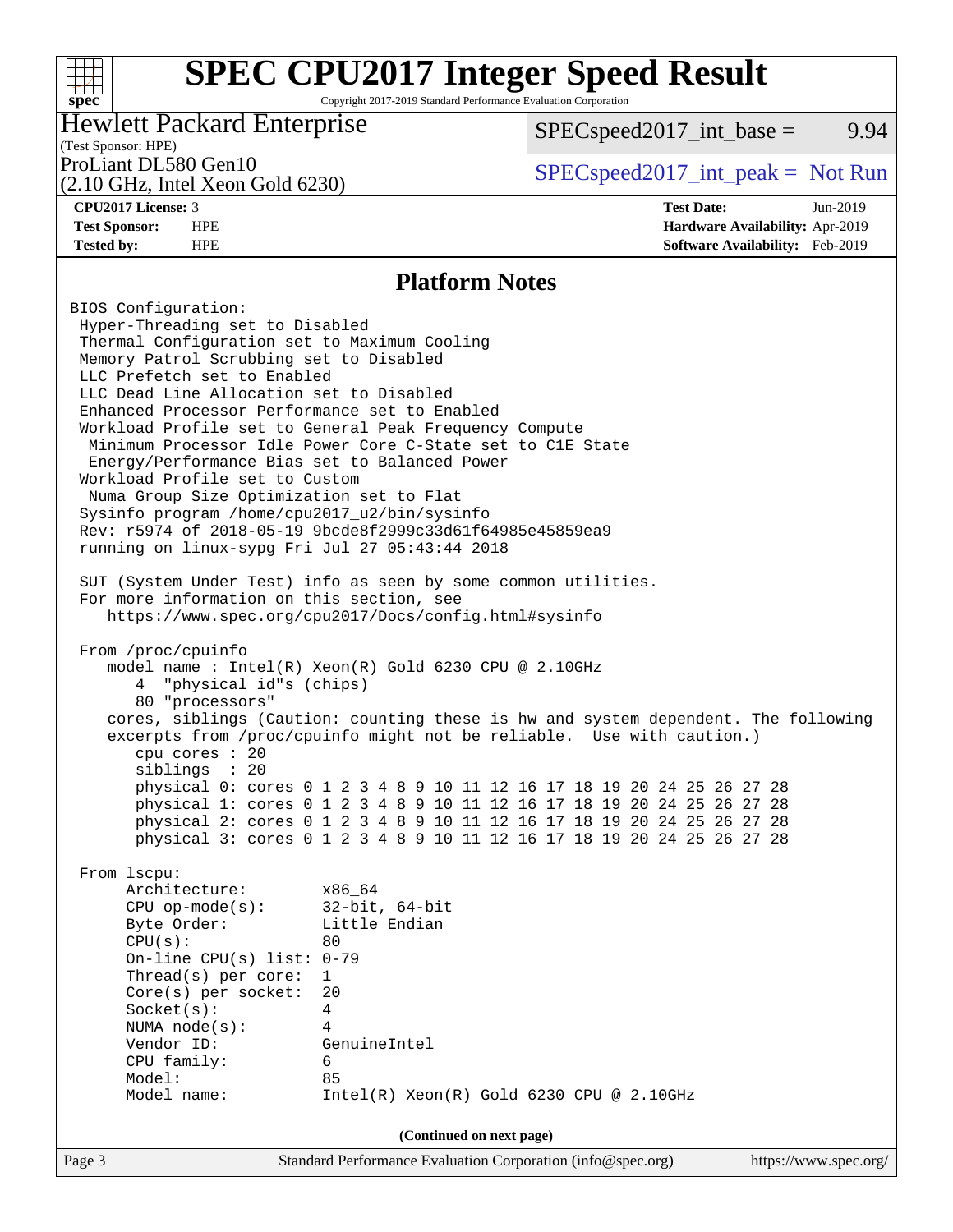# SPEC CPU2017 Integer Speed Result

Copyright 2017-2019 Standard Performance Evaluation Corporation

**Hewlett Packard Enterprise**
(Test Sponsor: HPE)
ProLiant DL580 Gen10
(2.10 GHz, Intel Xeon Gold 6230)

SPECspeed2017_int_base = 9.94

SPECspeed2017_int_peak = Not Run

| | | | |
|---|---|---|---|
| **CPU2017 License:** | 3 | **Test Date:** | Jun-2019 |
| **Test Sponsor:** | HPE | **Hardware Availability:** | Apr-2019 |
| **Tested by:** | HPE | **Software Availability:** | Feb-2019 |

## Platform Notes

```
BIOS Configuration:
 Hyper-Threading set to Disabled
 Thermal Configuration set to Maximum Cooling
 Memory Patrol Scrubbing set to Disabled
 LLC Prefetch set to Enabled
 LLC Dead Line Allocation set to Disabled
 Enhanced Processor Performance set to Enabled
 Workload Profile set to General Peak Frequency Compute
  Minimum Processor Idle Power Core C-State set to C1E State
  Energy/Performance Bias set to Balanced Power
 Workload Profile set to Custom
  Numa Group Size Optimization set to Flat
 Sysinfo program /home/cpu2017_u2/bin/sysinfo
 Rev: r5974 of 2018-05-19 9bcde8f2999c33d61f64985e45859ea9
 running on linux-sypg Fri Jul 27 05:43:44 2018

 SUT (System Under Test) info as seen by some common utilities.
 For more information on this section, see
    https://www.spec.org/cpu2017/Docs/config.html#sysinfo

 From /proc/cpuinfo
    model name : Intel(R) Xeon(R) Gold 6230 CPU @ 2.10GHz
       4  "physical id"s (chips)
       80 "processors"
    cores, siblings (Caution: counting these is hw and system dependent. The following
    excerpts from /proc/cpuinfo might not be reliable.  Use with caution.)
       cpu cores : 20
       siblings  : 20
       physical 0: cores 0 1 2 3 4 8 9 10 11 12 16 17 18 19 20 24 25 26 27 28
       physical 1: cores 0 1 2 3 4 8 9 10 11 12 16 17 18 19 20 24 25 26 27 28
       physical 2: cores 0 1 2 3 4 8 9 10 11 12 16 17 18 19 20 24 25 26 27 28
       physical 3: cores 0 1 2 3 4 8 9 10 11 12 16 17 18 19 20 24 25 26 27 28

 From lscpu:
      Architecture:        x86_64
      CPU op-mode(s):      32-bit, 64-bit
      Byte Order:          Little Endian
      CPU(s):              80
      On-line CPU(s) list: 0-79
      Thread(s) per core:  1
      Core(s) per socket:  20
      Socket(s):           4
      NUMA node(s):        4
      Vendor ID:           GenuineIntel
      CPU family:          6
      Model:               85
      Model name:          Intel(R) Xeon(R) Gold 6230 CPU @ 2.10GHz
```

**(Continued on next page)**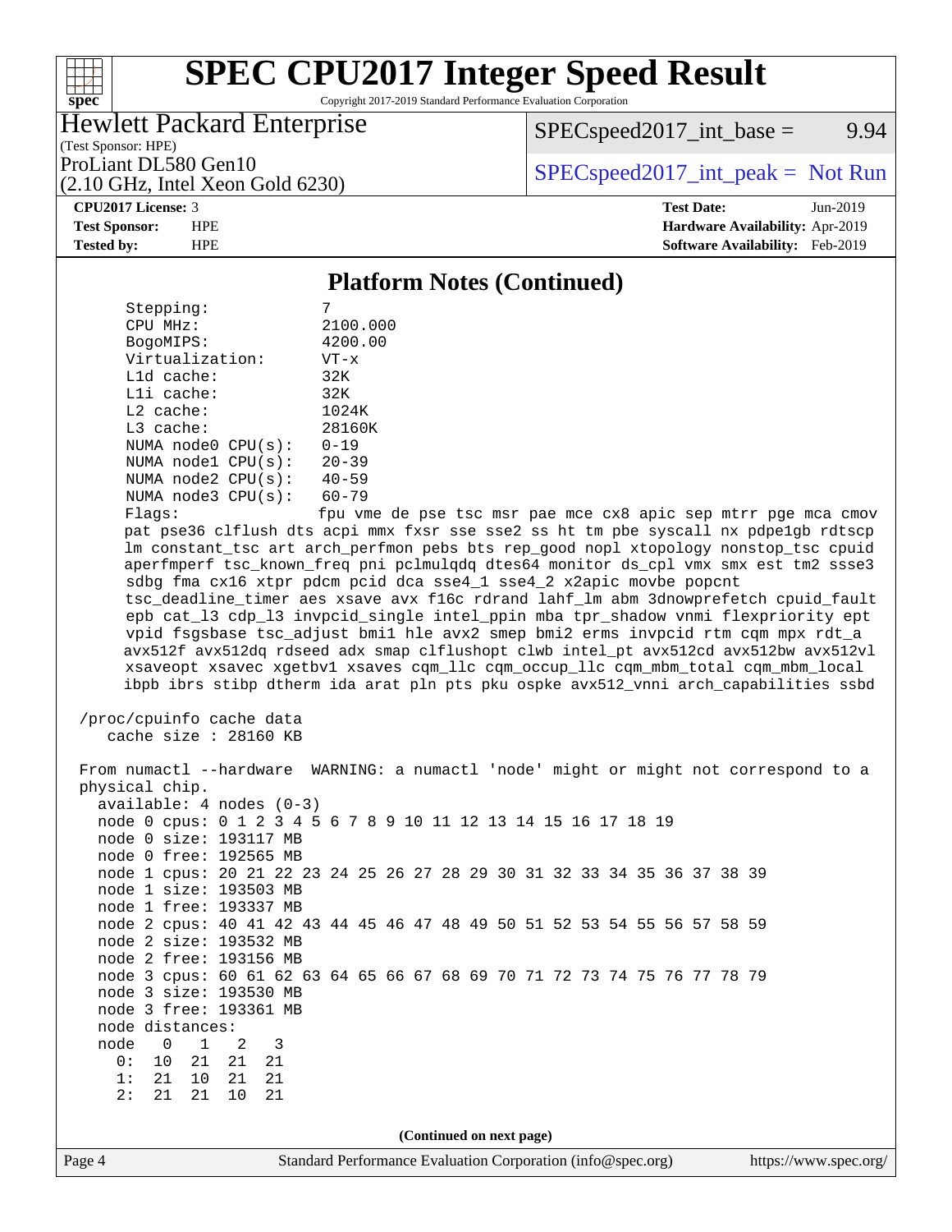## Platform Notes (Continued)

```
    Stepping:              7
    CPU MHz:               2100.000
    BogoMIPS:              4200.00
    Virtualization:        VT-x
    L1d cache:             32K
    L1i cache:             32K
    L2 cache:              1024K
    L3 cache:              28160K
    NUMA node0 CPU(s):     0-19
    NUMA node1 CPU(s):     20-39
    NUMA node2 CPU(s):     40-59
    NUMA node3 CPU(s):     60-79
    Flags:                 fpu vme de pse tsc msr pae mce cx8 apic sep mtrr pge mca cmov
    pat pse36 clflush dts acpi mmx fxsr sse sse2 ss ht tm pbe syscall nx pdpe1gb rdtscp
    lm constant_tsc art arch_perfmon pebs bts rep_good nopl xtopology nonstop_tsc cpuid
    aperfmperf tsc_known_freq pni pclmulqdq dtes64 monitor ds_cpl vmx smx est tm2 ssse3
    sdbg fma cx16 xtpr pdcm pcid dca sse4_1 sse4_2 x2apic movbe popcnt
    tsc_deadline_timer aes xsave avx f16c rdrand lahf_lm abm 3dnowprefetch cpuid_fault
    epb cat_l3 cdp_l3 invpcid_single intel_ppin mba tpr_shadow vnmi flexpriority ept
    vpid fsgsbase tsc_adjust bmi1 hle avx2 smep bmi2 erms invpcid rtm cqm mpx rdt_a
    avx512f avx512dq rdseed adx smap clflushopt clwb intel_pt avx512cd avx512bw avx512vl
    xsaveopt xsavec xgetbv1 xsaves cqm_llc cqm_occup_llc cqm_mbm_total cqm_mbm_local
    ibpb ibrs stibp dtherm ida arat pln pts pku ospke avx512_vnni arch_capabilities ssbd

 /proc/cpuinfo cache data
    cache size : 28160 KB

 From numactl --hardware  WARNING: a numactl 'node' might or might not correspond to a
 physical chip.
   available: 4 nodes (0-3)
   node 0 cpus: 0 1 2 3 4 5 6 7 8 9 10 11 12 13 14 15 16 17 18 19
   node 0 size: 193117 MB
   node 0 free: 192565 MB
   node 1 cpus: 20 21 22 23 24 25 26 27 28 29 30 31 32 33 34 35 36 37 38 39
   node 1 size: 193503 MB
   node 1 free: 193337 MB
   node 2 cpus: 40 41 42 43 44 45 46 47 48 49 50 51 52 53 54 55 56 57 58 59
   node 2 size: 193532 MB
   node 2 free: 193156 MB
   node 3 cpus: 60 61 62 63 64 65 66 67 68 69 70 71 72 73 74 75 76 77 78 79
   node 3 size: 193530 MB
   node 3 free: 193361 MB
   node distances:
   node   0   1   2   3
     0:  10  21  21  21
     1:  21  10  21  21
     2:  21  21  10  21
```

(Continued on next page)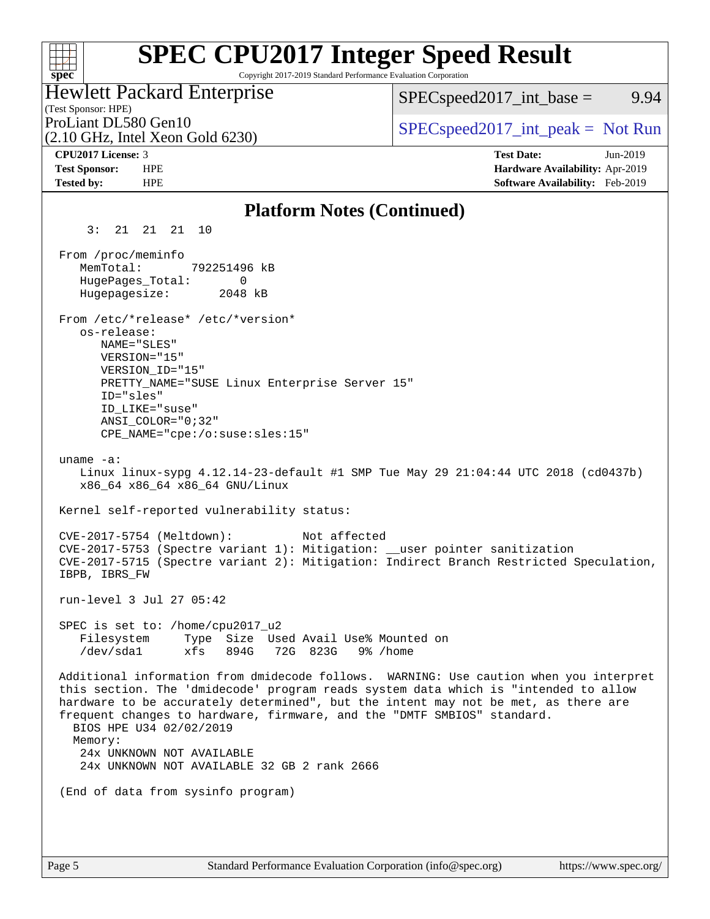## Platform Notes (Continued)

```
     3:  21  21  21  10

 From /proc/meminfo
    MemTotal:       792251496 kB
    HugePages_Total:       0
    Hugepagesize:       2048 kB

 From /etc/*release* /etc/*version*
    os-release:
       NAME="SLES"
       VERSION="15"
       VERSION_ID="15"
       PRETTY_NAME="SUSE Linux Enterprise Server 15"
       ID="sles"
       ID_LIKE="suse"
       ANSI_COLOR="0;32"
       CPE_NAME="cpe:/o:suse:sles:15"

 uname -a:
    Linux linux-sypg 4.12.14-23-default #1 SMP Tue May 29 21:04:44 UTC 2018 (cd0437b)
    x86_64 x86_64 x86_64 GNU/Linux

 Kernel self-reported vulnerability status:

 CVE-2017-5754 (Meltdown):          Not affected
 CVE-2017-5753 (Spectre variant 1): Mitigation: __user pointer sanitization
 CVE-2017-5715 (Spectre variant 2): Mitigation: Indirect Branch Restricted Speculation,
 IBPB, IBRS_FW

 run-level 3 Jul 27 05:42

 SPEC is set to: /home/cpu2017_u2
    Filesystem     Type  Size  Used Avail Use% Mounted on
    /dev/sda1      xfs   894G   72G  823G   9% /home

 Additional information from dmidecode follows.  WARNING: Use caution when you interpret
 this section. The 'dmidecode' program reads system data which is "intended to allow
 hardware to be accurately determined", but the intent may not be met, as there are
 frequent changes to hardware, firmware, and the "DMTF SMBIOS" standard.
   BIOS HPE U34 02/02/2019
   Memory:
    24x UNKNOWN NOT AVAILABLE
    24x UNKNOWN NOT AVAILABLE 32 GB 2 rank 2666

 (End of data from sysinfo program)
```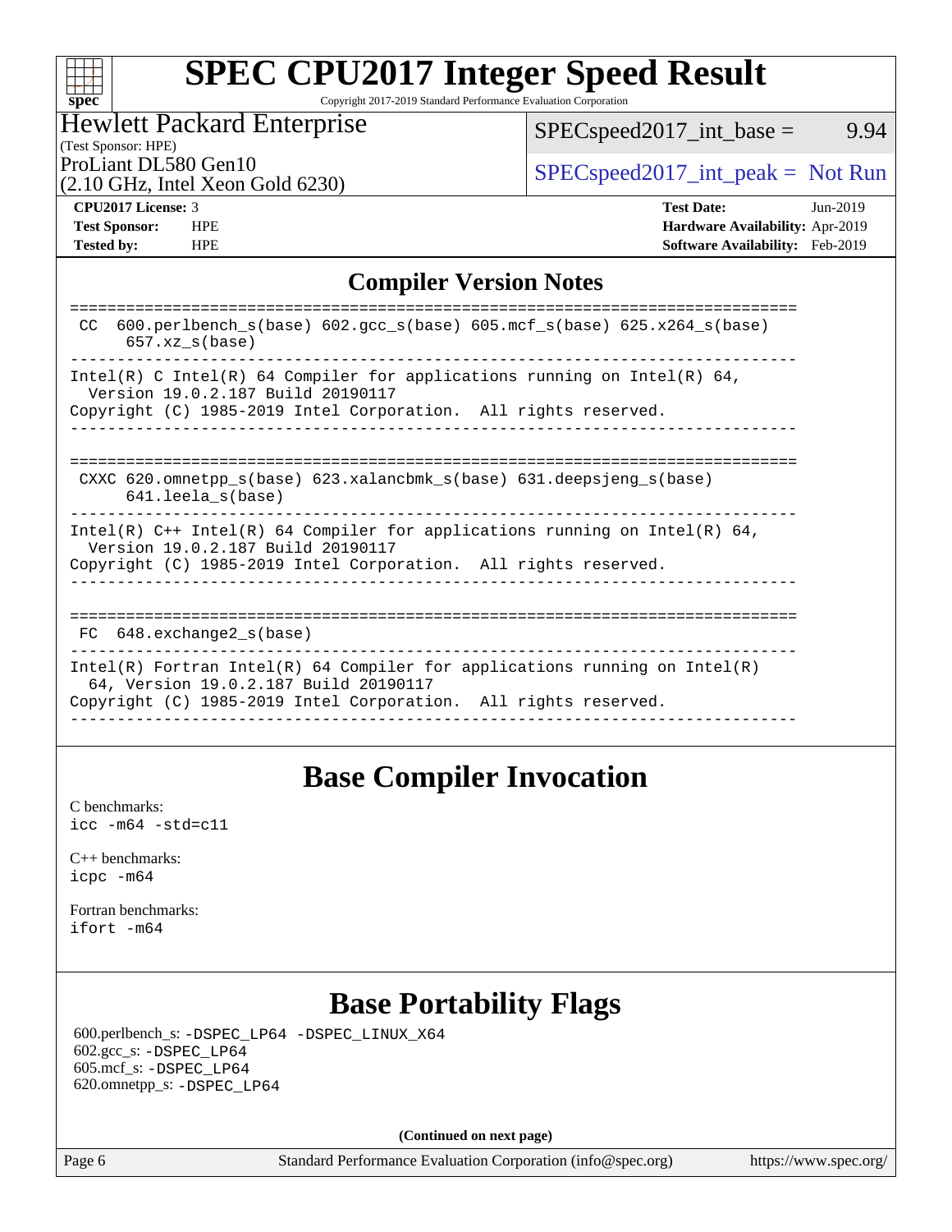# SPEC CPU2017 Integer Speed Result

Copyright 2017-2019 Standard Performance Evaluation Corporation

Hewlett Packard Enterprise
(Test Sponsor: HPE)
ProLiant DL580 Gen10
(2.10 GHz, Intel Xeon Gold 6230)

SPECspeed2017_int_base = 9.94

SPECspeed2017_int_peak = Not Run

**CPU2017 License:** 3
**Test Sponsor:** HPE
**Tested by:** HPE

**Test Date:** Jun-2019
**Hardware Availability:** Apr-2019
**Software Availability:** Feb-2019

## Compiler Version Notes

```
==============================================================================
 CC  600.perlbench_s(base) 602.gcc_s(base) 605.mcf_s(base) 625.x264_s(base)
      657.xz_s(base)
------------------------------------------------------------------------------
Intel(R) C Intel(R) 64 Compiler for applications running on Intel(R) 64,
  Version 19.0.2.187 Build 20190117
Copyright (C) 1985-2019 Intel Corporation.  All rights reserved.
------------------------------------------------------------------------------

==============================================================================
 CXXC 620.omnetpp_s(base) 623.xalancbmk_s(base) 631.deepsjeng_s(base)
      641.leela_s(base)
------------------------------------------------------------------------------
Intel(R) C++ Intel(R) 64 Compiler for applications running on Intel(R) 64,
  Version 19.0.2.187 Build 20190117
Copyright (C) 1985-2019 Intel Corporation.  All rights reserved.
------------------------------------------------------------------------------

==============================================================================
 FC  648.exchange2_s(base)
------------------------------------------------------------------------------
Intel(R) Fortran Intel(R) 64 Compiler for applications running on Intel(R)
  64, Version 19.0.2.187 Build 20190117
Copyright (C) 1985-2019 Intel Corporation.  All rights reserved.
------------------------------------------------------------------------------
```

## Base Compiler Invocation

C benchmarks:
`icc -m64 -std=c11`

C++ benchmarks:
`icpc -m64`

Fortran benchmarks:
`ifort -m64`

## Base Portability Flags

600.perlbench_s: `-DSPEC_LP64 -DSPEC_LINUX_X64`
602.gcc_s: `-DSPEC_LP64`
605.mcf_s: `-DSPEC_LP64`
620.omnetpp_s: `-DSPEC_LP64`

**(Continued on next page)**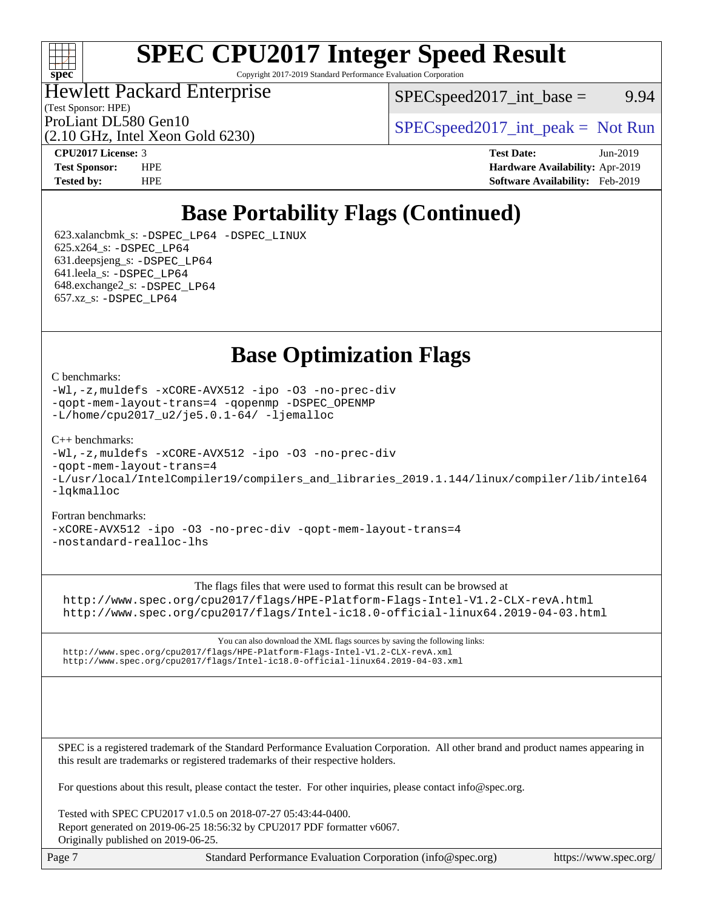# SPEC CPU2017 Integer Speed Result

Copyright 2017-2019 Standard Performance Evaluation Corporation

**Hewlett Packard Enterprise**
(Test Sponsor: HPE)

ProLiant DL580 Gen10
(2.10 GHz, Intel Xeon Gold 6230)

SPECspeed2017_int_base = 9.94

SPECspeed2017_int_peak = Not Run

**CPU2017 License:** 3
**Test Sponsor:** HPE
**Tested by:** HPE

**Test Date:** Jun-2019
**Hardware Availability:** Apr-2019
**Software Availability:** Feb-2019

## Base Portability Flags (Continued)

623.xalancbmk_s: -DSPEC_LP64 -DSPEC_LINUX
625.x264_s: -DSPEC_LP64
631.deepsjeng_s: -DSPEC_LP64
641.leela_s: -DSPEC_LP64
648.exchange2_s: -DSPEC_LP64
657.xz_s: -DSPEC_LP64

## Base Optimization Flags

C benchmarks:

```
-Wl,-z,muldefs -xCORE-AVX512 -ipo -O3 -no-prec-div
-qopt-mem-layout-trans=4 -qopenmp -DSPEC_OPENMP
-L/home/cpu2017_u2/je5.0.1-64/ -ljemalloc
```

C++ benchmarks:

```
-Wl,-z,muldefs -xCORE-AVX512 -ipo -O3 -no-prec-div
-qopt-mem-layout-trans=4
-L/usr/local/IntelCompiler19/compilers_and_libraries_2019.1.144/linux/compiler/lib/intel64
-lqkmalloc
```

Fortran benchmarks:

```
-xCORE-AVX512 -ipo -O3 -no-prec-div -qopt-mem-layout-trans=4
-nostandard-realloc-lhs
```

The flags files that were used to format this result can be browsed at
http://www.spec.org/cpu2017/flags/HPE-Platform-Flags-Intel-V1.2-CLX-revA.html
http://www.spec.org/cpu2017/flags/Intel-ic18.0-official-linux64.2019-04-03.html

You can also download the XML flags sources by saving the following links:
http://www.spec.org/cpu2017/flags/HPE-Platform-Flags-Intel-V1.2-CLX-revA.xml
http://www.spec.org/cpu2017/flags/Intel-ic18.0-official-linux64.2019-04-03.xml

SPEC is a registered trademark of the Standard Performance Evaluation Corporation. All other brand and product names appearing in this result are trademarks or registered trademarks of their respective holders.

For questions about this result, please contact the tester. For other inquiries, please contact info@spec.org.

Tested with SPEC CPU2017 v1.0.5 on 2018-07-27 05:43:44-0400.
Report generated on 2019-06-25 18:56:32 by CPU2017 PDF formatter v6067.
Originally published on 2019-06-25.